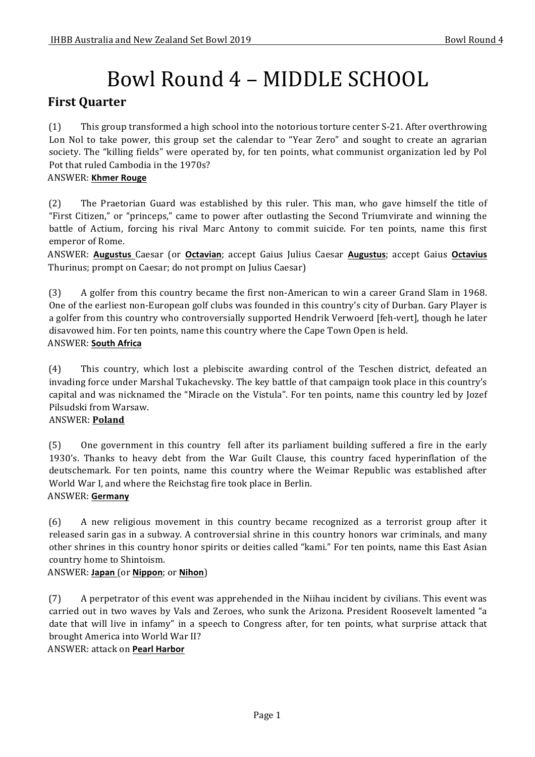# Bowl Round 4 – MIDDLE SCHOOL

## First Quarter

(1) This group transformed a high school into the notorious torture center S-21. After overthrowing Lon Nol to take power, this group set the calendar to "Year Zero" and sought to create an agrarian society. The "killing fields" were operated by, for ten points, what communist organization led by Pol Pot that ruled Cambodia in the 1970s?

ANSWER: **Khmer Rouge**

(2) The Praetorian Guard was established by this ruler. This man, who gave himself the title of "First Citizen," or "princeps," came to power after outlasting the Second Triumvirate and winning the battle of Actium, forcing his rival Marc Antony to commit suicide. For ten points, name this first emperor of Rome.

ANSWER: **Augustus** Caesar (or **Octavian**; accept Gaius Julius Caesar **Augustus**; accept Gaius **Octavius** Thurinus; prompt on Caesar; do not prompt on Julius Caesar)

(3) A golfer from this country became the first non-American to win a career Grand Slam in 1968. One of the earliest non-European golf clubs was founded in this country's city of Durban. Gary Player is a golfer from this country who controversially supported Hendrik Verwoerd [feh-vert], though he later disavowed him. For ten points, name this country where the Cape Town Open is held.

ANSWER: **South Africa**

(4) This country, which lost a plebiscite awarding control of the Teschen district, defeated an invading force under Marshal Tukachevsky. The key battle of that campaign took place in this country's capital and was nicknamed the "Miracle on the Vistula". For ten points, name this country led by Jozef Pilsudski from Warsaw.

ANSWER: **Poland**

(5) One government in this country fell after its parliament building suffered a fire in the early 1930's. Thanks to heavy debt from the War Guilt Clause, this country faced hyperinflation of the deutschemark. For ten points, name this country where the Weimar Republic was established after World War I, and where the Reichstag fire took place in Berlin.

ANSWER: **Germany**

(6) A new religious movement in this country became recognized as a terrorist group after it released sarin gas in a subway. A controversial shrine in this country honors war criminals, and many other shrines in this country honor spirits or deities called "kami." For ten points, name this East Asian country home to Shintoism.

ANSWER: **Japan** (or **Nippon**; or **Nihon**)

(7) A perpetrator of this event was apprehended in the Niihau incident by civilians. This event was carried out in two waves by Vals and Zeroes, who sunk the Arizona. President Roosevelt lamented "a date that will live in infamy" in a speech to Congress after, for ten points, what surprise attack that brought America into World War II?

ANSWER: attack on **Pearl Harbor**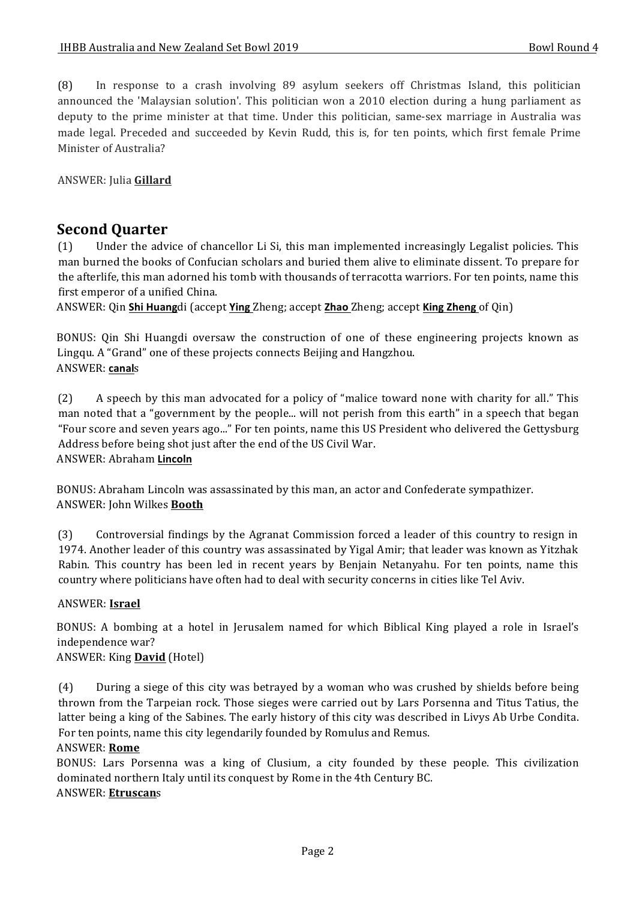(8) In response to a crash involving 89 asylum seekers off Christmas Island, this politician announced the 'Malaysian solution'. This politician won a 2010 election during a hung parliament as deputy to the prime minister at that time. Under this politician, same-sex marriage in Australia was made legal. Preceded and succeeded by Kevin Rudd, this is, for ten points, which first female Prime Minister of Australia?

ANSWER: Julia **Gillard**

## Second Quarter

(1) Under the advice of chancellor Li Si, this man implemented increasingly Legalist policies. This man burned the books of Confucian scholars and buried them alive to eliminate dissent. To prepare for the afterlife, this man adorned his tomb with thousands of terracotta warriors. For ten points, name this first emperor of a unified China.

ANSWER: Qin **Shi Huang**di (accept **Ying** Zheng; accept **Zhao** Zheng; accept **King Zheng** of Qin)

BONUS: Qin Shi Huangdi oversaw the construction of one of these engineering projects known as Lingqu. A "Grand" one of these projects connects Beijing and Hangzhou.

ANSWER: **canal**s

(2) A speech by this man advocated for a policy of "malice toward none with charity for all." This man noted that a "government by the people... will not perish from this earth" in a speech that began "Four score and seven years ago..." For ten points, name this US President who delivered the Gettysburg Address before being shot just after the end of the US Civil War.

ANSWER: Abraham **Lincoln**

BONUS: Abraham Lincoln was assassinated by this man, an actor and Confederate sympathizer.

ANSWER: John Wilkes **Booth**

(3) Controversial findings by the Agranat Commission forced a leader of this country to resign in 1974. Another leader of this country was assassinated by Yigal Amir; that leader was known as Yitzhak Rabin. This country has been led in recent years by Benjain Netanyahu. For ten points, name this country where politicians have often had to deal with security concerns in cities like Tel Aviv.

ANSWER: **Israel**

BONUS: A bombing at a hotel in Jerusalem named for which Biblical King played a role in Israel's independence war?

ANSWER: King **David** (Hotel)

(4) During a siege of this city was betrayed by a woman who was crushed by shields before being thrown from the Tarpeian rock. Those sieges were carried out by Lars Porsenna and Titus Tatius, the latter being a king of the Sabines. The early history of this city was described in Livys Ab Urbe Condita. For ten points, name this city legendarily founded by Romulus and Remus.

ANSWER: **Rome**

BONUS: Lars Porsenna was a king of Clusium, a city founded by these people. This civilization dominated northern Italy until its conquest by Rome in the 4th Century BC.

ANSWER: **Etruscan**s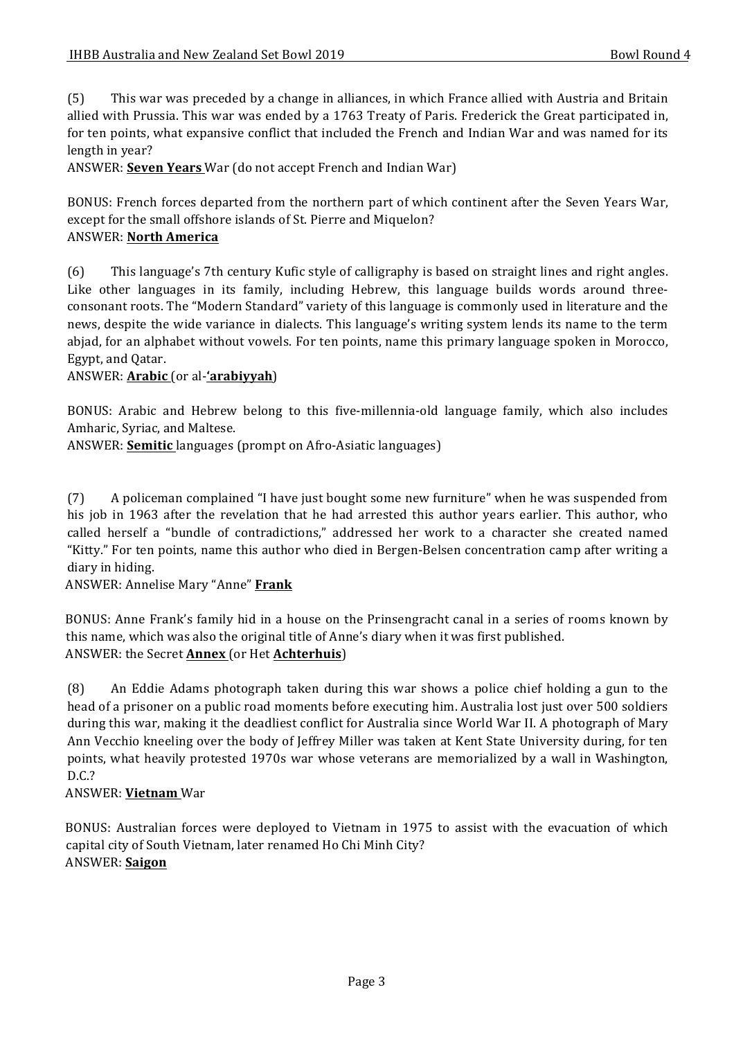(5) This war was preceded by a change in alliances, in which France allied with Austria and Britain allied with Prussia. This war was ended by a 1763 Treaty of Paris. Frederick the Great participated in, for ten points, what expansive conflict that included the French and Indian War and was named for its length in year?

ANSWER: **Seven Years** War (do not accept French and Indian War)

BONUS: French forces departed from the northern part of which continent after the Seven Years War, except for the small offshore islands of St. Pierre and Miquelon?

ANSWER: **North America**

(6) This language's 7th century Kufic style of calligraphy is based on straight lines and right angles. Like other languages in its family, including Hebrew, this language builds words around three-consonant roots. The "Modern Standard" variety of this language is commonly used in literature and the news, despite the wide variance in dialects. This language's writing system lends its name to the term abjad, for an alphabet without vowels. For ten points, name this primary language spoken in Morocco, Egypt, and Qatar.

ANSWER: **Arabic** (or al-**'arabiyyah**)

BONUS: Arabic and Hebrew belong to this five-millennia-old language family, which also includes Amharic, Syriac, and Maltese.

ANSWER: **Semitic** languages (prompt on Afro-Asiatic languages)

(7) A policeman complained "I have just bought some new furniture" when he was suspended from his job in 1963 after the revelation that he had arrested this author years earlier. This author, who called herself a "bundle of contradictions," addressed her work to a character she created named "Kitty." For ten points, name this author who died in Bergen-Belsen concentration camp after writing a diary in hiding.

ANSWER: Annelise Mary "Anne" **Frank**

BONUS: Anne Frank's family hid in a house on the Prinsengracht canal in a series of rooms known by this name, which was also the original title of Anne's diary when it was first published.

ANSWER: the Secret **Annex** (or Het **Achterhuis**)

(8) An Eddie Adams photograph taken during this war shows a police chief holding a gun to the head of a prisoner on a public road moments before executing him. Australia lost just over 500 soldiers during this war, making it the deadliest conflict for Australia since World War II. A photograph of Mary Ann Vecchio kneeling over the body of Jeffrey Miller was taken at Kent State University during, for ten points, what heavily protested 1970s war whose veterans are memorialized by a wall in Washington, D.C.?

ANSWER: **Vietnam** War

BONUS: Australian forces were deployed to Vietnam in 1975 to assist with the evacuation of which capital city of South Vietnam, later renamed Ho Chi Minh City?

ANSWER: **Saigon**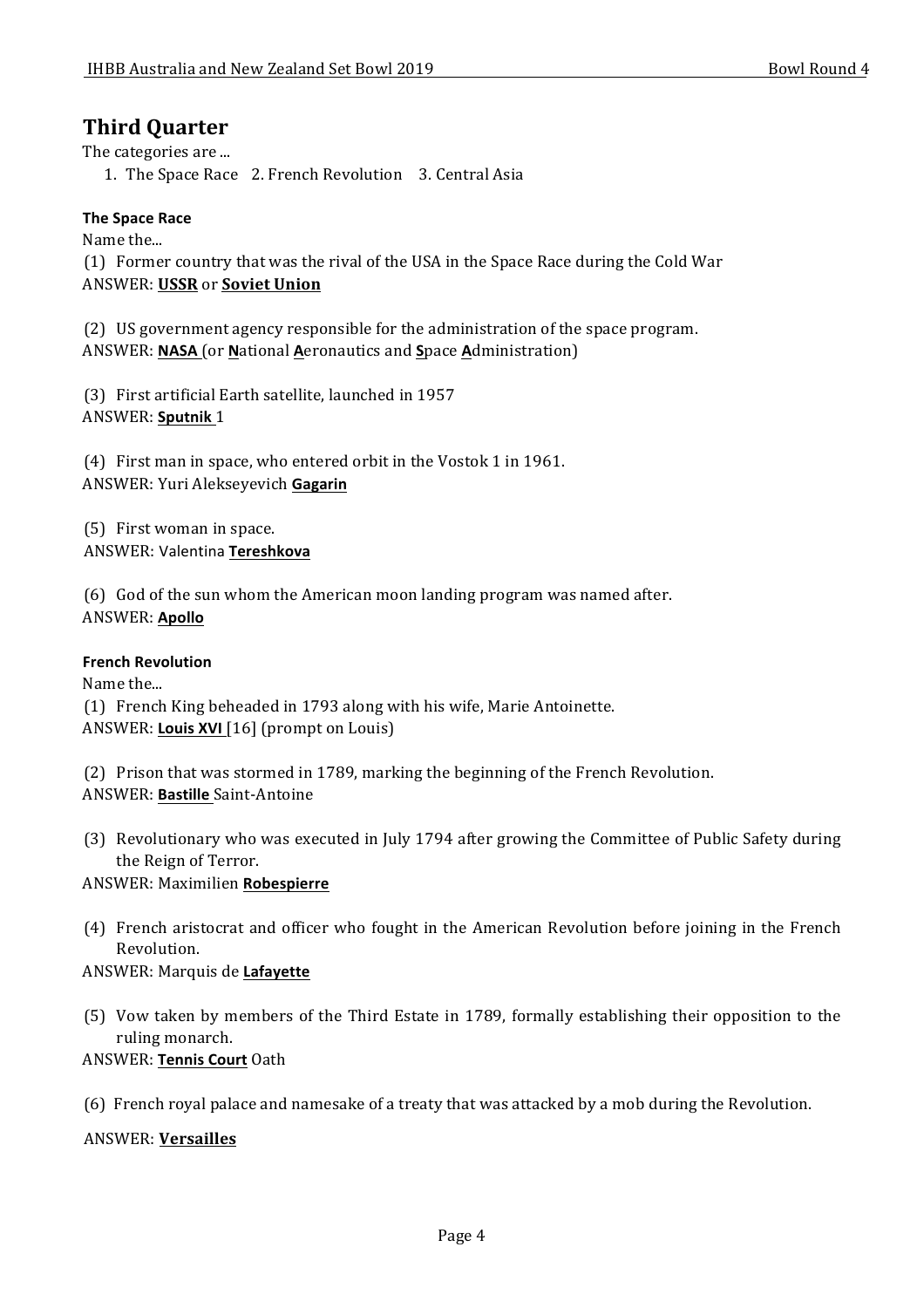## Third Quarter

The categories are ...

1. The Space Race 2. French Revolution 3. Central Asia

### The Space Race

Name the...

(1) Former country that was the rival of the USA in the Space Race during the Cold War
ANSWER: **USSR** or **Soviet Union**

(2) US government agency responsible for the administration of the space program.
ANSWER: **NASA** (or **N**ational **A**eronautics and **S**pace **A**dministration)

(3) First artificial Earth satellite, launched in 1957
ANSWER: **Sputnik** 1

(4) First man in space, who entered orbit in the Vostok 1 in 1961.
ANSWER: Yuri Alekseyevich **Gagarin**

(5) First woman in space.
ANSWER: Valentina **Tereshkova**

(6) God of the sun whom the American moon landing program was named after.
ANSWER: **Apollo**

### French Revolution

Name the...

(1) French King beheaded in 1793 along with his wife, Marie Antoinette.
ANSWER: **Louis XVI** [16] (prompt on Louis)

(2) Prison that was stormed in 1789, marking the beginning of the French Revolution.
ANSWER: **Bastille** Saint-Antoine

(3) Revolutionary who was executed in July 1794 after growing the Committee of Public Safety during the Reign of Terror.
ANSWER: Maximilien **Robespierre**

(4) French aristocrat and officer who fought in the American Revolution before joining in the French Revolution.
ANSWER: Marquis de **Lafayette**

(5) Vow taken by members of the Third Estate in 1789, formally establishing their opposition to the ruling monarch.
ANSWER: **Tennis Court** Oath

(6) French royal palace and namesake of a treaty that was attacked by a mob during the Revolution.

ANSWER: **Versailles**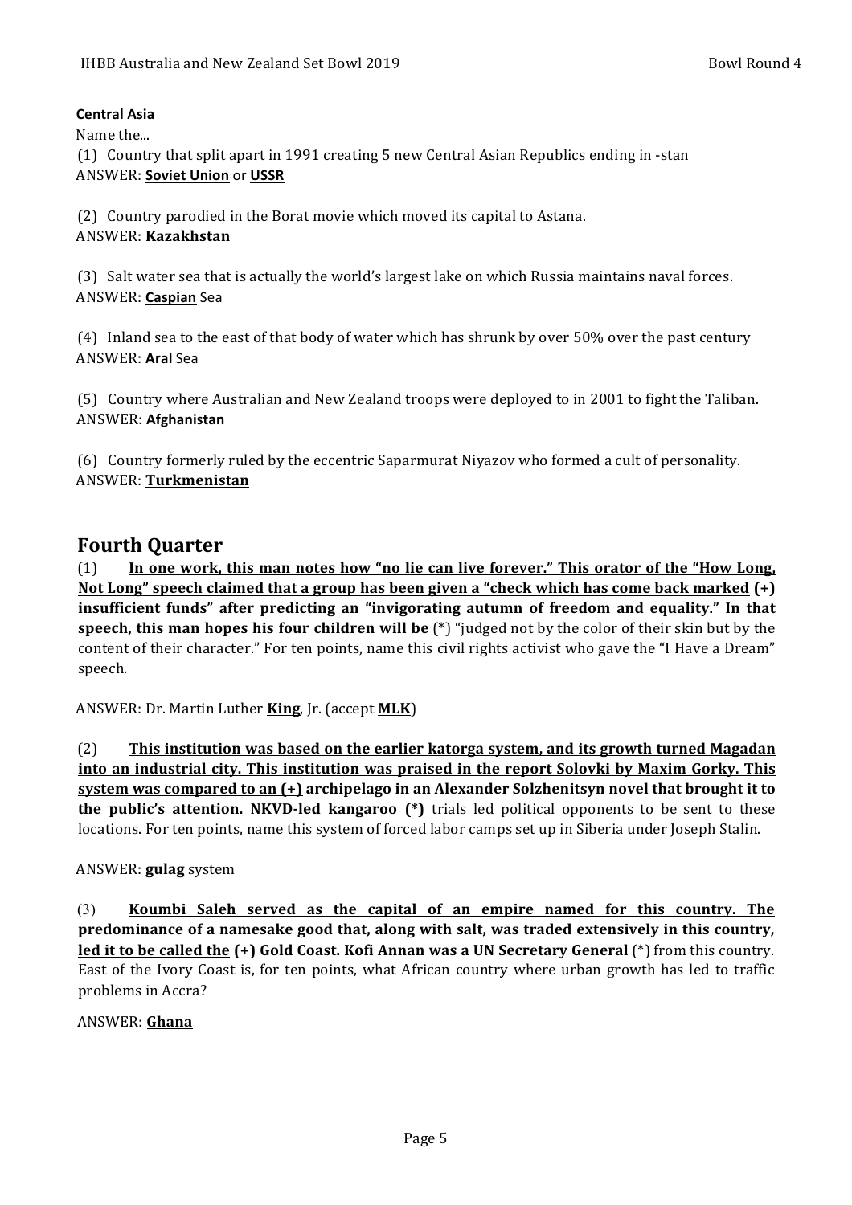**Central Asia**

Name the...

(1) Country that split apart in 1991 creating 5 new Central Asian Republics ending in -stan
ANSWER: **<u>Soviet Union</u>** or **<u>USSR</u>**

(2) Country parodied in the Borat movie which moved its capital to Astana.
ANSWER: **<u>Kazakhstan</u>**

(3) Salt water sea that is actually the world's largest lake on which Russia maintains naval forces.
ANSWER: **<u>Caspian</u>** Sea

(4) Inland sea to the east of that body of water which has shrunk by over 50% over the past century
ANSWER: **<u>Aral</u>** Sea

(5) Country where Australian and New Zealand troops were deployed to in 2001 to fight the Taliban.
ANSWER: **<u>Afghanistan</u>**

(6) Country formerly ruled by the eccentric Saparmurat Niyazov who formed a cult of personality.
ANSWER: **<u>Turkmenistan</u>**

## Fourth Quarter

(1) **<u>In one work, this man notes how "no lie can live forever." This orator of the "How Long, Not Long" speech claimed that a group has been given a "check which has come back marked</u> (+) insufficient funds" after predicting an "invigorating autumn of freedom and equality." In that speech, this man hopes his four children will be** (*) "judged not by the color of their skin but by the content of their character." For ten points, name this civil rights activist who gave the "I Have a Dream" speech.

ANSWER: Dr. Martin Luther **<u>King</u>**, Jr. (accept **<u>MLK</u>**)

(2) **<u>This institution was based on the earlier katorga system, and its growth turned Magadan into an industrial city. This institution was praised in the report Solovki by Maxim Gorky. This system was compared to an (+)</u> archipelago in an Alexander Solzhenitsyn novel that brought it to the public's attention. NKVD-led kangaroo (*)** trials led political opponents to be sent to these locations. For ten points, name this system of forced labor camps set up in Siberia under Joseph Stalin.

ANSWER: **<u>gulag</u>** system

(3) **<u>Koumbi Saleh served as the capital of an empire named for this country. The predominance of a namesake good that, along with salt, was traded extensively in this country, led it to be called the</u> (+) Gold Coast. Kofi Annan was a UN Secretary General** (*) from this country. East of the Ivory Coast is, for ten points, what African country where urban growth has led to traffic problems in Accra?

ANSWER: **<u>Ghana</u>**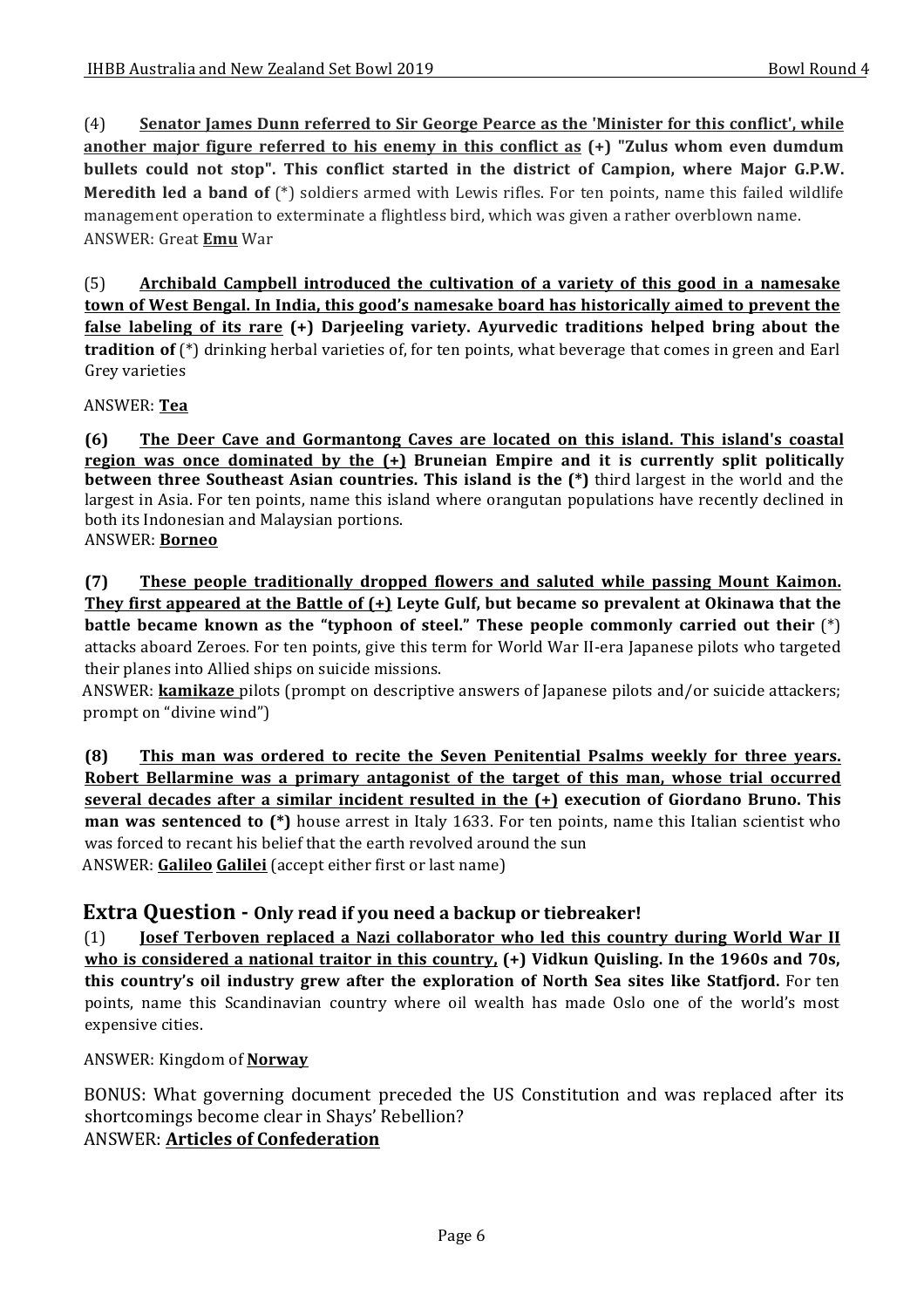(4) **Senator James Dunn referred to Sir George Pearce as the 'Minister for this conflict', while another major figure referred to his enemy in this conflict as (+) "Zulus whom even dumdum bullets could not stop". This conflict started in the district of Campion, where Major G.P.W. Meredith led a band of** (*) soldiers armed with Lewis rifles. For ten points, name this failed wildlife management operation to exterminate a flightless bird, which was given a rather overblown name.
ANSWER: Great **Emu** War

(5) **Archibald Campbell introduced the cultivation of a variety of this good in a namesake town of West Bengal. In India, this good's namesake board has historically aimed to prevent the false labeling of its rare (+) Darjeeling variety. Ayurvedic traditions helped bring about the tradition of** (*) drinking herbal varieties of, for ten points, what beverage that comes in green and Earl Grey varieties

ANSWER: **Tea**

**(6) The Deer Cave and Gormantong Caves are located on this island. This island's coastal region was once dominated by the (+) Bruneian Empire and it is currently split politically between three Southeast Asian countries. This island is the (*)** third largest in the world and the largest in Asia. For ten points, name this island where orangutan populations have recently declined in both its Indonesian and Malaysian portions.
ANSWER: **Borneo**

**(7) These people traditionally dropped flowers and saluted while passing Mount Kaimon. They first appeared at the Battle of (+) Leyte Gulf, but became so prevalent at Okinawa that the battle became known as the "typhoon of steel." These people commonly carried out their** (*) attacks aboard Zeroes. For ten points, give this term for World War II-era Japanese pilots who targeted their planes into Allied ships on suicide missions.
ANSWER: **kamikaze** pilots (prompt on descriptive answers of Japanese pilots and/or suicide attackers; prompt on "divine wind")

**(8) This man was ordered to recite the Seven Penitential Psalms weekly for three years. Robert Bellarmine was a primary antagonist of the target of this man, whose trial occurred several decades after a similar incident resulted in the (+) execution of Giordano Bruno. This man was sentenced to (*)** house arrest in Italy 1633. For ten points, name this Italian scientist who was forced to recant his belief that the earth revolved around the sun
ANSWER: **Galileo Galilei** (accept either first or last name)

## Extra Question - Only read if you need a backup or tiebreaker!

(1) **Josef Terboven replaced a Nazi collaborator who led this country during World War II who is considered a national traitor in this country, (+) Vidkun Quisling. In the 1960s and 70s, this country's oil industry grew after the exploration of North Sea sites like Statfjord.** For ten points, name this Scandinavian country where oil wealth has made Oslo one of the world's most expensive cities.

ANSWER: Kingdom of **Norway**

BONUS: What governing document preceded the US Constitution and was replaced after its shortcomings become clear in Shays' Rebellion?
ANSWER: **Articles of Confederation**